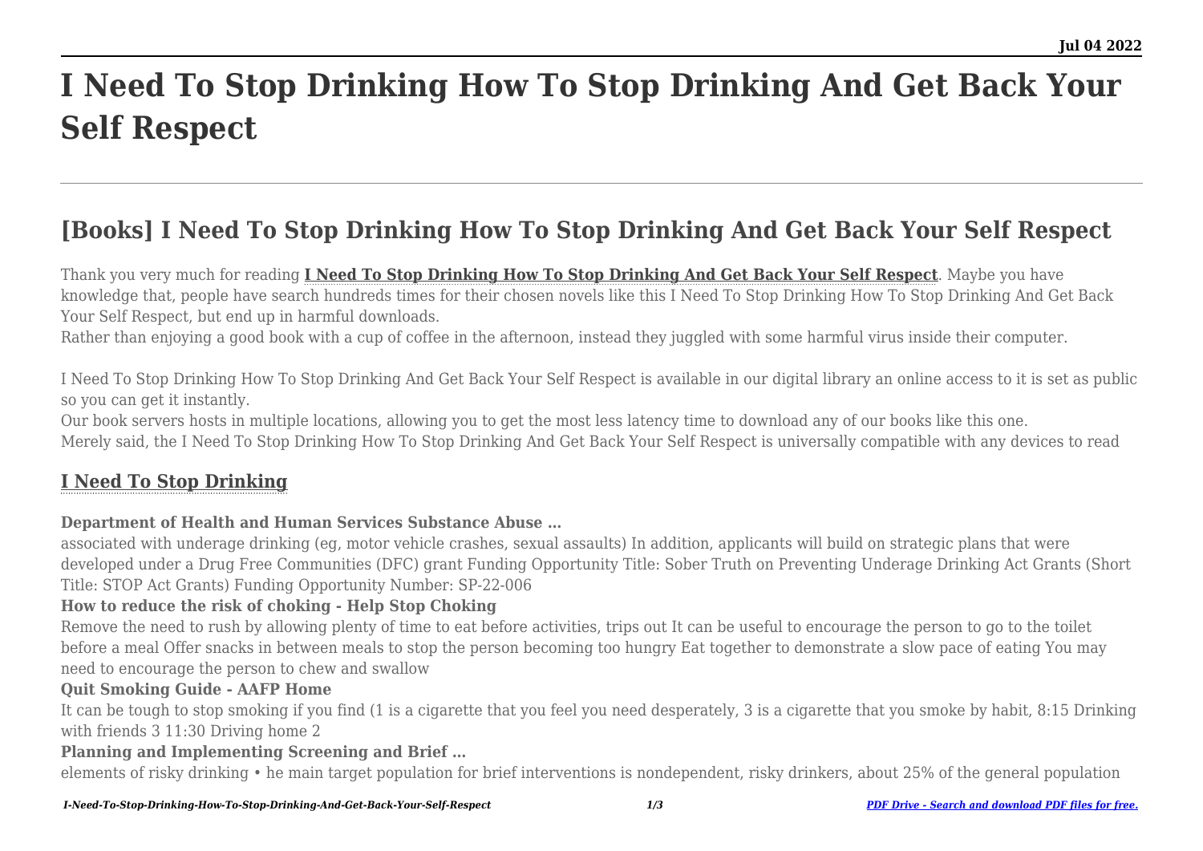# I Need To Stop Drinking How To Stop Drinking And Get Back Your Self Respect

## [Books] I Need To Stop Drinking How To Stop Drinking And Get Back Your Self Respect

Thank you very much for reading **I Need To Stop Drinking How To Stop Drinking And Get Back Your Self Respect**. Maybe you have knowledge that, people have search hundreds times for their chosen novels like this I Need To Stop Drinking How To Stop Drinking And Get Back Your Self Respect, but end up in harmful downloads.
Rather than enjoying a good book with a cup of coffee in the afternoon, instead they juggled with some harmful virus inside their computer.

I Need To Stop Drinking How To Stop Drinking And Get Back Your Self Respect is available in our digital library an online access to it is set as public so you can get it instantly.
Our book servers hosts in multiple locations, allowing you to get the most less latency time to download any of our books like this one.
Merely said, the I Need To Stop Drinking How To Stop Drinking And Get Back Your Self Respect is universally compatible with any devices to read

### I Need To Stop Drinking

**Department of Health and Human Services Substance Abuse …**

associated with underage drinking (eg, motor vehicle crashes, sexual assaults) In addition, applicants will build on strategic plans that were developed under a Drug Free Communities (DFC) grant Funding Opportunity Title: Sober Truth on Preventing Underage Drinking Act Grants (Short Title: STOP Act Grants) Funding Opportunity Number: SP-22-006

**How to reduce the risk of choking - Help Stop Choking**

Remove the need to rush by allowing plenty of time to eat before activities, trips out It can be useful to encourage the person to go to the toilet before a meal Offer snacks in between meals to stop the person becoming too hungry Eat together to demonstrate a slow pace of eating You may need to encourage the person to chew and swallow

**Quit Smoking Guide - AAFP Home**

It can be tough to stop smoking if you find (1 is a cigarette that you feel you need desperately, 3 is a cigarette that you smoke by habit, 8:15 Drinking with friends 3 11:30 Driving home 2

**Planning and Implementing Screening and Brief …**

elements of risky drinking • he main target population for brief interventions is nondependent, risky drinkers, about 25% of the general population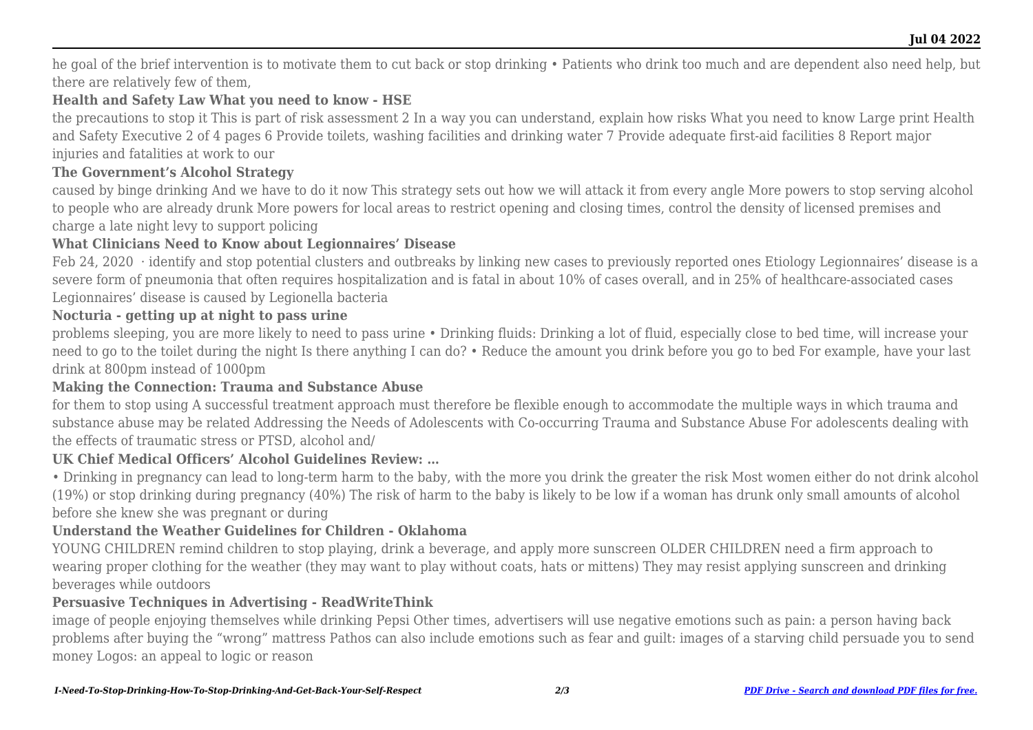he goal of the brief intervention is to motivate them to cut back or stop drinking • Patients who drink too much and are dependent also need help, but there are relatively few of them,

**Health and Safety Law What you need to know - HSE**

the precautions to stop it This is part of risk assessment 2 In a way you can understand, explain how risks What you need to know Large print Health and Safety Executive 2 of 4 pages 6 Provide toilets, washing facilities and drinking water 7 Provide adequate first-aid facilities 8 Report major injuries and fatalities at work to our

**The Government's Alcohol Strategy**

caused by binge drinking And we have to do it now This strategy sets out how we will attack it from every angle More powers to stop serving alcohol to people who are already drunk More powers for local areas to restrict opening and closing times, control the density of licensed premises and charge a late night levy to support policing

**What Clinicians Need to Know about Legionnaires' Disease**

Feb 24, 2020 · identify and stop potential clusters and outbreaks by linking new cases to previously reported ones Etiology Legionnaires' disease is a severe form of pneumonia that often requires hospitalization and is fatal in about 10% of cases overall, and in 25% of healthcare-associated cases Legionnaires' disease is caused by Legionella bacteria

**Nocturia - getting up at night to pass urine**

problems sleeping, you are more likely to need to pass urine • Drinking fluids: Drinking a lot of fluid, especially close to bed time, will increase your need to go to the toilet during the night Is there anything I can do? • Reduce the amount you drink before you go to bed For example, have your last drink at 800pm instead of 1000pm

**Making the Connection: Trauma and Substance Abuse**

for them to stop using A successful treatment approach must therefore be flexible enough to accommodate the multiple ways in which trauma and substance abuse may be related Addressing the Needs of Adolescents with Co-occurring Trauma and Substance Abuse For adolescents dealing with the effects of traumatic stress or PTSD, alcohol and/

**UK Chief Medical Officers' Alcohol Guidelines Review: …**

• Drinking in pregnancy can lead to long-term harm to the baby, with the more you drink the greater the risk Most women either do not drink alcohol (19%) or stop drinking during pregnancy (40%) The risk of harm to the baby is likely to be low if a woman has drunk only small amounts of alcohol before she knew she was pregnant or during

**Understand the Weather Guidelines for Children - Oklahoma**

YOUNG CHILDREN remind children to stop playing, drink a beverage, and apply more sunscreen OLDER CHILDREN need a firm approach to wearing proper clothing for the weather (they may want to play without coats, hats or mittens) They may resist applying sunscreen and drinking beverages while outdoors

**Persuasive Techniques in Advertising - ReadWriteThink**

image of people enjoying themselves while drinking Pepsi Other times, advertisers will use negative emotions such as pain: a person having back problems after buying the "wrong" mattress Pathos can also include emotions such as fear and guilt: images of a starving child persuade you to send money Logos: an appeal to logic or reason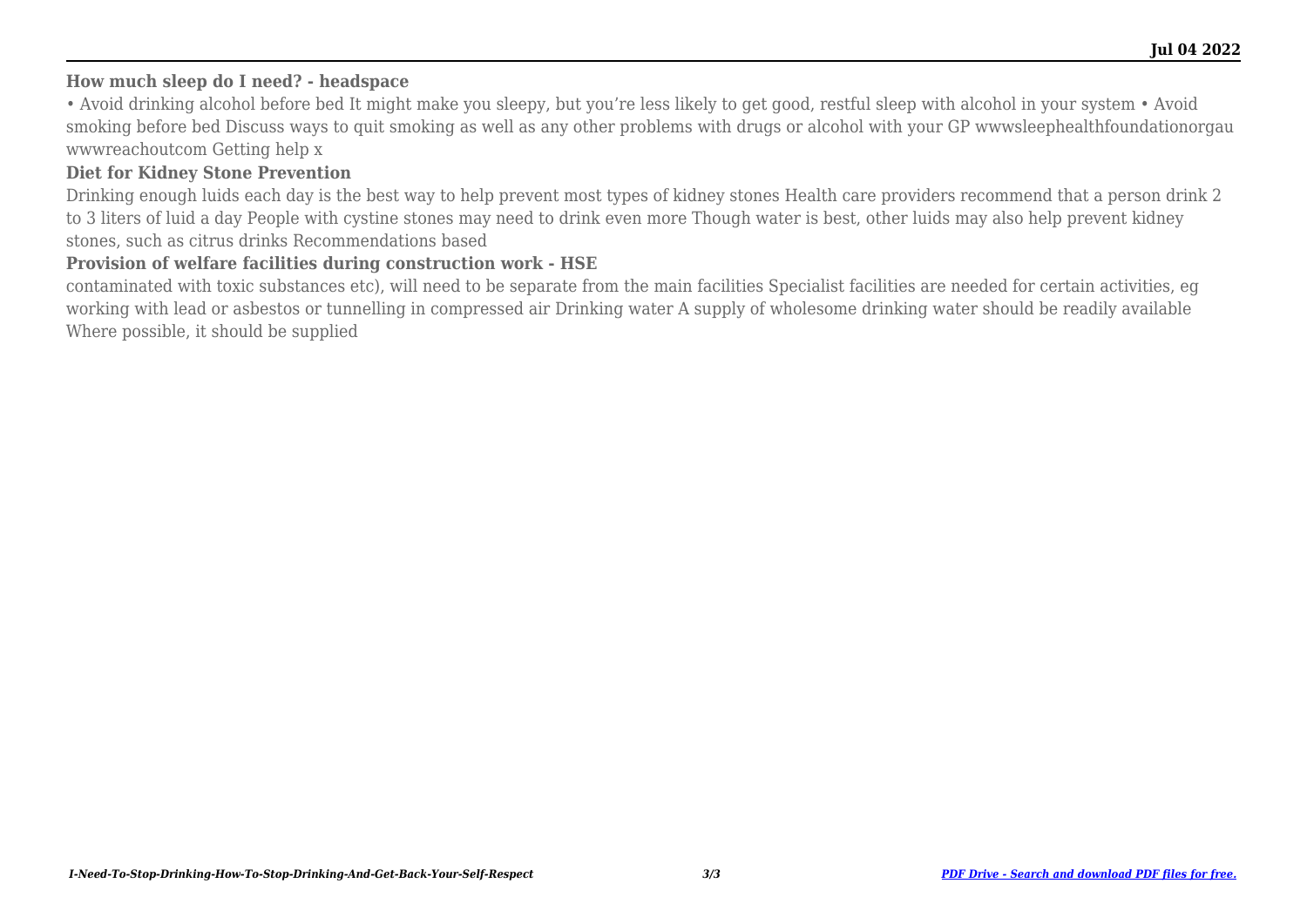**How much sleep do I need? - headspace**

• Avoid drinking alcohol before bed It might make you sleepy, but you're less likely to get good, restful sleep with alcohol in your system • Avoid smoking before bed Discuss ways to quit smoking as well as any other problems with drugs or alcohol with your GP wwwsleephealthfoundationorgau wwwreachoutcom Getting help x

**Diet for Kidney Stone Prevention**

Drinking enough luids each day is the best way to help prevent most types of kidney stones Health care providers recommend that a person drink 2 to 3 liters of luid a day People with cystine stones may need to drink even more Though water is best, other luids may also help prevent kidney stones, such as citrus drinks Recommendations based

**Provision of welfare facilities during construction work - HSE**

contaminated with toxic substances etc), will need to be separate from the main facilities Specialist facilities are needed for certain activities, eg working with lead or asbestos or tunnelling in compressed air Drinking water A supply of wholesome drinking water should be readily available Where possible, it should be supplied